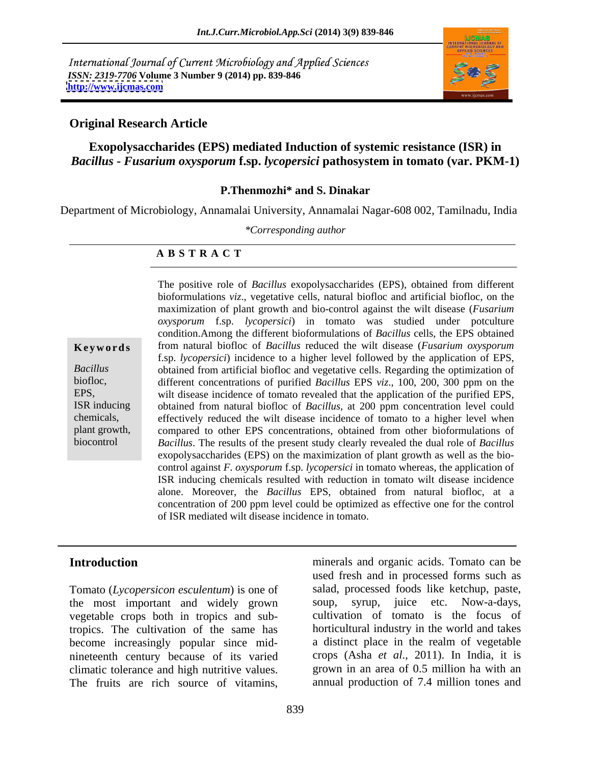International Journal of Current Microbiology and Applied Sciences
*ISSN: 2319-7706* **Volume 3 Number 9 (2014) pp. 839-846**
**http://www.ijcmas.com**

**Original Research Article**

# Exopolysaccharides (EPS) mediated Induction of systemic resistance (ISR) in *Bacillus - Fusarium oxysporum* f.sp. *lycopersici* pathosystem in tomato (var. PKM-1)

**P.Thenmozhi* and S. Dinakar**

Department of Microbiology, Annamalai University, Annamalai Nagar-608 002, Tamilnadu, India

*\*Corresponding author*

## A B S T R A C T

**Keywords**

*Bacillus* biofloc, EPS, ISR inducing chemicals, plant growth, biocontrol

The positive role of *Bacillus* exopolysaccharides (EPS), obtained from different bioformulations *viz*., vegetative cells, natural biofloc and artificial biofloc, on the maximization of plant growth and bio-control against the wilt disease (*Fusarium oxysporum* f.sp. *lycopersici*) in tomato was studied under potculture condition.Among the different bioformulations of *Bacillus* cells, the EPS obtained from natural biofloc of *Bacillus* reduced the wilt disease (*Fusarium oxysporum* f.sp. *lycopersici*) incidence to a higher level followed by the application of EPS, obtained from artificial biofloc and vegetative cells. Regarding the optimization of different concentrations of purified *Bacillus* EPS *viz*., 100, 200, 300 ppm on the wilt disease incidence of tomato revealed that the application of the purified EPS, obtained from natural biofloc of *Bacillus*, at 200 ppm concentration level could effectively reduced the wilt disease incidence of tomato to a higher level when compared to other EPS concentrations, obtained from other bioformulations of *Bacillus*. The results of the present study clearly revealed the dual role of *Bacillus* exopolysaccharides (EPS) on the maximization of plant growth as well as the bio-control against *F. oxysporum* f.sp. *lycopersici* in tomato whereas, the application of ISR inducing chemicals resulted with reduction in tomato wilt disease incidence alone. Moreover, the *Bacillus* EPS, obtained from natural biofloc, at a concentration of 200 ppm level could be optimized as effective one for the control of ISR mediated wilt disease incidence in tomato.

## Introduction

Tomato (*Lycopersicon esculentum*) is one of the most important and widely grown vegetable crops both in tropics and sub-tropics. The cultivation of the same has become increasingly popular since mid-nineteenth century because of its varied climatic tolerance and high nutritive values. The fruits are rich source of vitamins, minerals and organic acids. Tomato can be used fresh and in processed forms such as salad, processed foods like ketchup, paste, soup, syrup, juice etc. Now-a-days, cultivation of tomato is the focus of horticultural industry in the world and takes a distinct place in the realm of vegetable crops (Asha *et al*., 2011). In India, it is grown in an area of 0.5 million ha with an annual production of 7.4 million tones and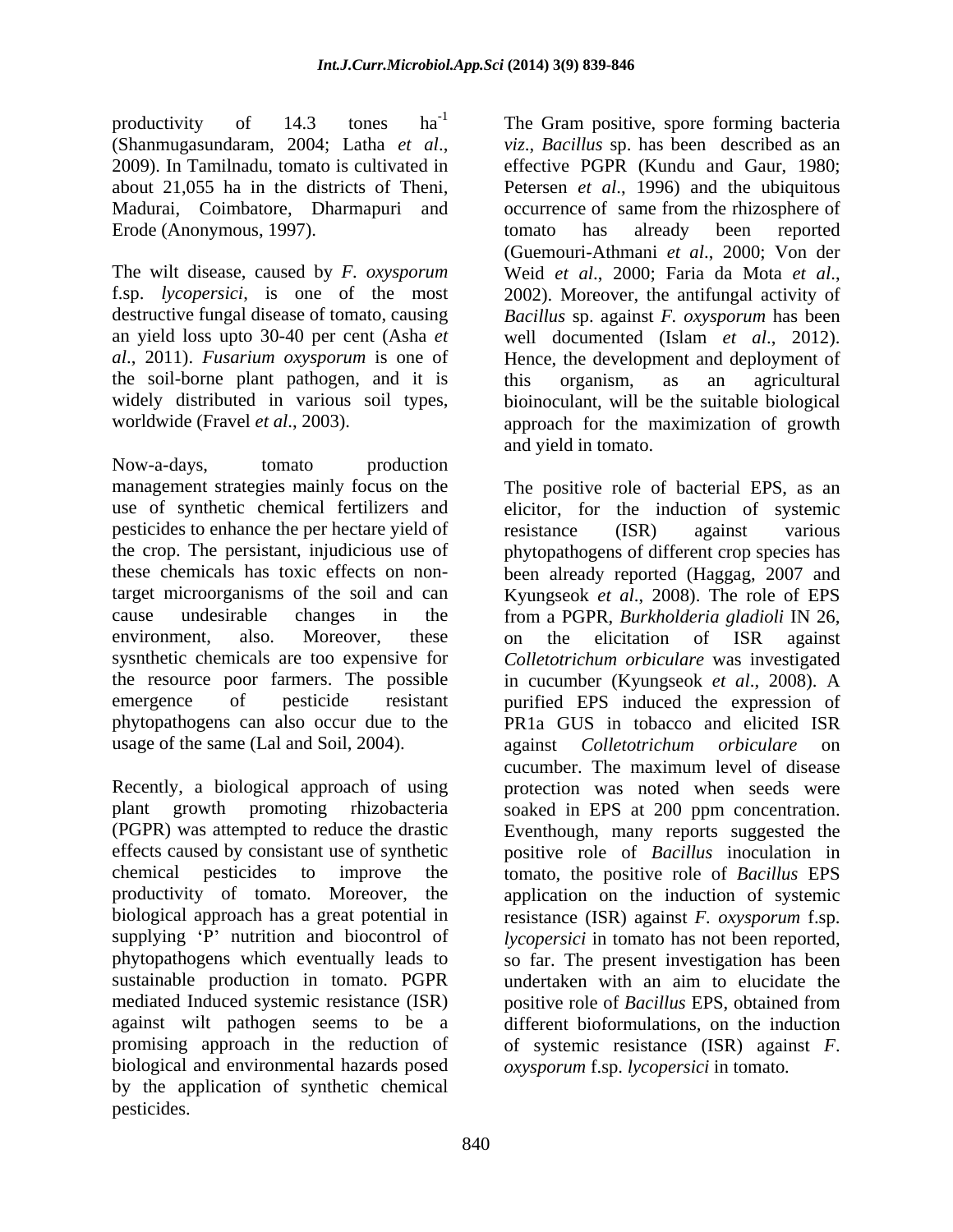productivity of 14.3 tones ha$^{-1}$ (Shanmugasundaram, 2004; Latha *et al*., 2009). In Tamilnadu, tomato is cultivated in about 21,055 ha in the districts of Theni, Madurai, Coimbatore, Dharmapuri and Erode (Anonymous, 1997).

The wilt disease, caused by *F. oxysporum* f.sp. *lycopersici*, is one of the most destructive fungal disease of tomato, causing an yield loss upto 30-40 per cent (Asha *et al*., 2011). *Fusarium oxysporum* is one of the soil-borne plant pathogen, and it is widely distributed in various soil types, worldwide (Fravel *et al*., 2003).

Now-a-days, tomato production management strategies mainly focus on the use of synthetic chemical fertilizers and pesticides to enhance the per hectare yield of the crop. The persistant, injudicious use of these chemicals has toxic effects on non-target microorganisms of the soil and can cause undesirable changes in the environment, also. Moreover, these sysnthetic chemicals are too expensive for the resource poor farmers. The possible emergence of pesticide resistant phytopathogens can also occur due to the usage of the same (Lal and Soil, 2004).

Recently, a biological approach of using plant growth promoting rhizobacteria (PGPR) was attempted to reduce the drastic effects caused by consistant use of synthetic chemical pesticides to improve the productivity of tomato. Moreover, the biological approach has a great potential in supplying 'P' nutrition and biocontrol of phytopathogens which eventually leads to sustainable production in tomato. PGPR mediated Induced systemic resistance (ISR) against wilt pathogen seems to be a promising approach in the reduction of biological and environmental hazards posed by the application of synthetic chemical pesticides.

The Gram positive, spore forming bacteria *viz*., *Bacillus* sp. has been described as an effective PGPR (Kundu and Gaur, 1980; Petersen *et al*., 1996) and the ubiquitous occurrence of same from the rhizosphere of tomato has already been reported (Guemouri-Athmani *et al*., 2000; Von der Weid *et al*., 2000; Faria da Mota *et al*., 2002). Moreover, the antifungal activity of *Bacillus* sp. against *F. oxysporum* has been well documented (Islam *et al*., 2012). Hence, the development and deployment of this organism, as an agricultural bioinoculant, will be the suitable biological approach for the maximization of growth and yield in tomato.

The positive role of bacterial EPS, as an elicitor, for the induction of systemic resistance (ISR) against various phytopathogens of different crop species has been already reported (Haggag, 2007 and Kyungseok *et al*., 2008). The role of EPS from a PGPR, *Burkholderia gladioli* IN 26, on the elicitation of ISR against *Colletotrichum orbiculare* was investigated in cucumber (Kyungseok *et al*., 2008). A purified EPS induced the expression of PR1a GUS in tobacco and elicited ISR against *Colletotrichum orbiculare* on cucumber. The maximum level of disease protection was noted when seeds were soaked in EPS at 200 ppm concentration. Eventhough, many reports suggested the positive role of *Bacillus* inoculation in tomato, the positive role of *Bacillus* EPS application on the induction of systemic resistance (ISR) against *F. oxysporum* f.sp. *lycopersici* in tomato has not been reported, so far. The present investigation has been undertaken with an aim to elucidate the positive role of *Bacillus* EPS, obtained from different bioformulations, on the induction of systemic resistance (ISR) against *F. oxysporum* f.sp. *lycopersici* in tomato.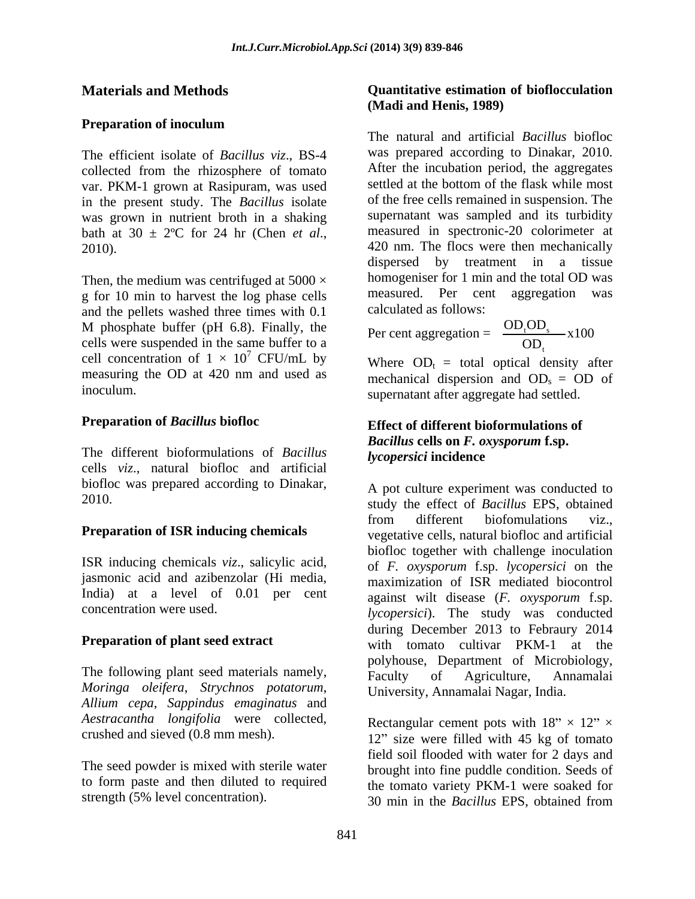## Materials and Methods

### Preparation of inoculum

The efficient isolate of *Bacillus viz*., BS-4 collected from the rhizosphere of tomato var. PKM-1 grown at Rasipuram, was used in the present study. The *Bacillus* isolate was grown in nutrient broth in a shaking bath at 30 ± 2ºC for 24 hr (Chen *et al*., 2010).

Then, the medium was centrifuged at 5000 × g for 10 min to harvest the log phase cells and the pellets washed three times with 0.1 M phosphate buffer (pH 6.8). Finally, the cells were suspended in the same buffer to a cell concentration of $1 \times 10^7$ CFU/mL by measuring the OD at 420 nm and used as inoculum.

### Preparation of *Bacillus* biofloc

The different bioformulations of *Bacillus* cells *viz*., natural biofloc and artificial biofloc was prepared according to Dinakar, 2010.

### Preparation of ISR inducing chemicals

ISR inducing chemicals *viz*., salicylic acid, jasmonic acid and azibenzolar (Hi media, India) at a level of 0.01 per cent concentration were used.

### Preparation of plant seed extract

The following plant seed materials namely, *Moringa oleifera*, *Strychnos potatorum*, *Allium cepa*, *Sappindus emaginatus* and *Aestracantha longifolia* were collected, crushed and sieved (0.8 mm mesh).

The seed powder is mixed with sterile water to form paste and then diluted to required strength (5% level concentration).

### Quantitative estimation of bioflocculation (Madi and Henis, 1989)

The natural and artificial *Bacillus* biofloc was prepared according to Dinakar, 2010. After the incubation period, the aggregates settled at the bottom of the flask while most of the free cells remained in suspension. The supernatant was sampled and its turbidity measured in spectronic-20 colorimeter at 420 nm. The flocs were then mechanically dispersed by treatment in a tissue homogeniser for 1 min and the total OD was measured. Per cent aggregation was calculated as follows:

$$\text{Per cent aggregation} = \frac{OD_t OD_s}{OD_t} \times 100$$

Where $OD_t$ = total optical density after mechanical dispersion and $OD_s$ = OD of supernatant after aggregate had settled.

### Effect of different bioformulations of *Bacillus* cells on *F. oxysporum* f.sp. *lycopersici* incidence

A pot culture experiment was conducted to study the effect of *Bacillus* EPS, obtained from different biofomulations viz., vegetative cells, natural biofloc and artificial biofloc together with challenge inoculation of *F. oxysporum* f.sp. *lycopersici* on the maximization of ISR mediated biocontrol against wilt disease (*F. oxysporum* f.sp. *lycopersici*). The study was conducted during December 2013 to Febraury 2014 with tomato cultivar PKM-1 at the polyhouse, Department of Microbiology, Faculty of Agriculture, Annamalai University, Annamalai Nagar, India.

Rectangular cement pots with 18" × 12" × 12" size were filled with 45 kg of tomato field soil flooded with water for 2 days and brought into fine puddle condition. Seeds of the tomato variety PKM-1 were soaked for 30 min in the *Bacillus* EPS, obtained from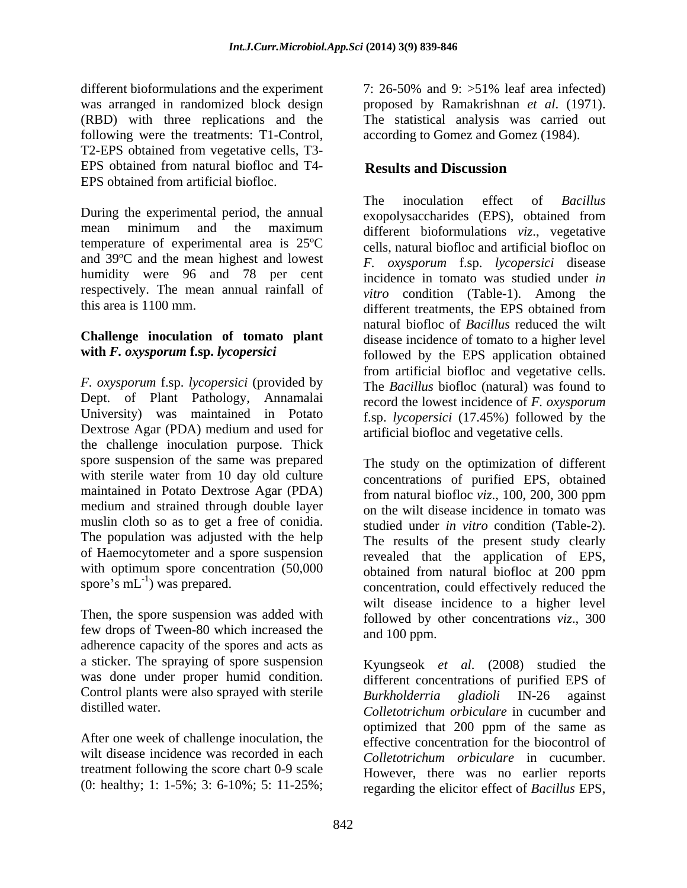different bioformulations and the experiment was arranged in randomized block design (RBD) with three replications and the following were the treatments: T1-Control, T2-EPS obtained from vegetative cells, T3-EPS obtained from natural biofloc and T4-EPS obtained from artificial biofloc.

During the experimental period, the annual mean minimum and the maximum temperature of experimental area is 25ºC and 39ºC and the mean highest and lowest humidity were 96 and 78 per cent respectively. The mean annual rainfall of this area is 1100 mm.

### Challenge inoculation of tomato plant with *F. oxysporum* f.sp. *lycopersici*

*F. oxysporum* f.sp. *lycopersici* (provided by Dept. of Plant Pathology, Annamalai University) was maintained in Potato Dextrose Agar (PDA) medium and used for the challenge inoculation purpose. Thick spore suspension of the same was prepared with sterile water from 10 day old culture maintained in Potato Dextrose Agar (PDA) medium and strained through double layer muslin cloth so as to get a free of conidia. The population was adjusted with the help of Haemocytometer and a spore suspension with optimum spore concentration (50,000 spore's $mL^{-1}$) was prepared.

Then, the spore suspension was added with few drops of Tween-80 which increased the adherence capacity of the spores and acts as a sticker. The spraying of spore suspension was done under proper humid condition. Control plants were also sprayed with sterile distilled water.

After one week of challenge inoculation, the wilt disease incidence was recorded in each treatment following the score chart 0-9 scale (0: healthy; 1: 1-5%; 3: 6-10%; 5: 11-25%; 7: 26-50% and 9: >51% leaf area infected) proposed by Ramakrishnan *et al*. (1971). The statistical analysis was carried out according to Gomez and Gomez (1984).

## Results and Discussion

The inoculation effect of *Bacillus* exopolysaccharides (EPS), obtained from different bioformulations *viz*., vegetative cells, natural biofloc and artificial biofloc on *F. oxysporum* f.sp. *lycopersici* disease incidence in tomato was studied under *in vitro* condition (Table-1). Among the different treatments, the EPS obtained from natural biofloc of *Bacillus* reduced the wilt disease incidence of tomato to a higher level followed by the EPS application obtained from artificial biofloc and vegetative cells. The *Bacillus* biofloc (natural) was found to record the lowest incidence of *F. oxysporum* f.sp. *lycopersici* (17.45%) followed by the artificial biofloc and vegetative cells.

The study on the optimization of different concentrations of purified EPS, obtained from natural biofloc *viz*., 100, 200, 300 ppm on the wilt disease incidence in tomato was studied under *in vitro* condition (Table-2). The results of the present study clearly revealed that the application of EPS, obtained from natural biofloc at 200 ppm concentration, could effectively reduced the wilt disease incidence to a higher level followed by other concentrations *viz*., 300 and 100 ppm.

Kyungseok *et al*. (2008) studied the different concentrations of purified EPS of *Burkholderria gladioli* IN-26 against *Colletotrichum orbiculare* in cucumber and optimized that 200 ppm of the same as effective concentration for the biocontrol of *Colletotrichum orbiculare* in cucumber. However, there was no earlier reports regarding the elicitor effect of *Bacillus* EPS,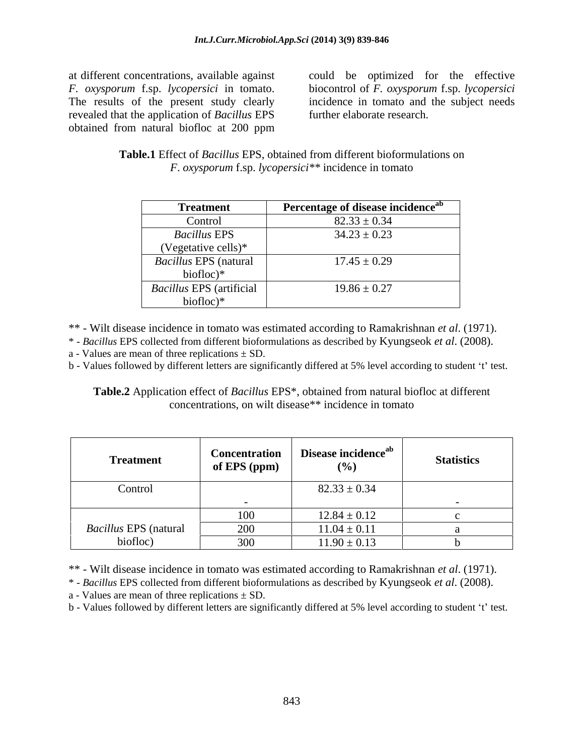at different concentrations, available against *F. oxysporum* f.sp. *lycopersici* in tomato. The results of the present study clearly revealed that the application of *Bacillus* EPS obtained from natural biofloc at 200 ppm could be optimized for the effective biocontrol of *F. oxysporum* f.sp. *lycopersici* incidence in tomato and the subject needs further elaborate research.

**Table.1** Effect of *Bacillus* EPS, obtained from different bioformulations on *F. oxysporum* f.sp. *lycopersici*** incidence in tomato

| Treatment | Percentage of disease incidence[ab] |
|---|---|
| Control | $82.33 \pm 0.34$ |
| *Bacillus* EPS (Vegetative cells)* | $34.23 \pm 0.23$ |
| *Bacillus* EPS (natural biofloc)* | $17.45 \pm 0.29$ |
| *Bacillus* EPS (artificial biofloc)* | $19.86 \pm 0.27$ |

** - Wilt disease incidence in tomato was estimated according to Ramakrishnan *et al*. (1971).
* - *Bacillus* EPS collected from different bioformulations as described by Kyungseok *et al*. (2008).
a - Values are mean of three replications ± SD.
b - Values followed by different letters are significantly differed at 5% level according to student 't' test.

**Table.2** Application effect of *Bacillus* EPS*, obtained from natural biofloc at different concentrations, on wilt disease** incidence in tomato

| Treatment | Concentration of EPS (ppm) | Disease incidence[ab] (%) | Statistics |
|---|---|---|---|
| Control | - | $82.33 \pm 0.34$ | - |
| *Bacillus* EPS (natural biofloc) | 100 | $12.84 \pm 0.12$ | c |
| | 200 | $11.04 \pm 0.11$ | a |
| | 300 | $11.90 \pm 0.13$ | b |

** - Wilt disease incidence in tomato was estimated according to Ramakrishnan *et al*. (1971).
* - *Bacillus* EPS collected from different bioformulations as described by Kyungseok *et al*. (2008).
a - Values are mean of three replications ± SD.
b - Values followed by different letters are significantly differed at 5% level according to student 't' test.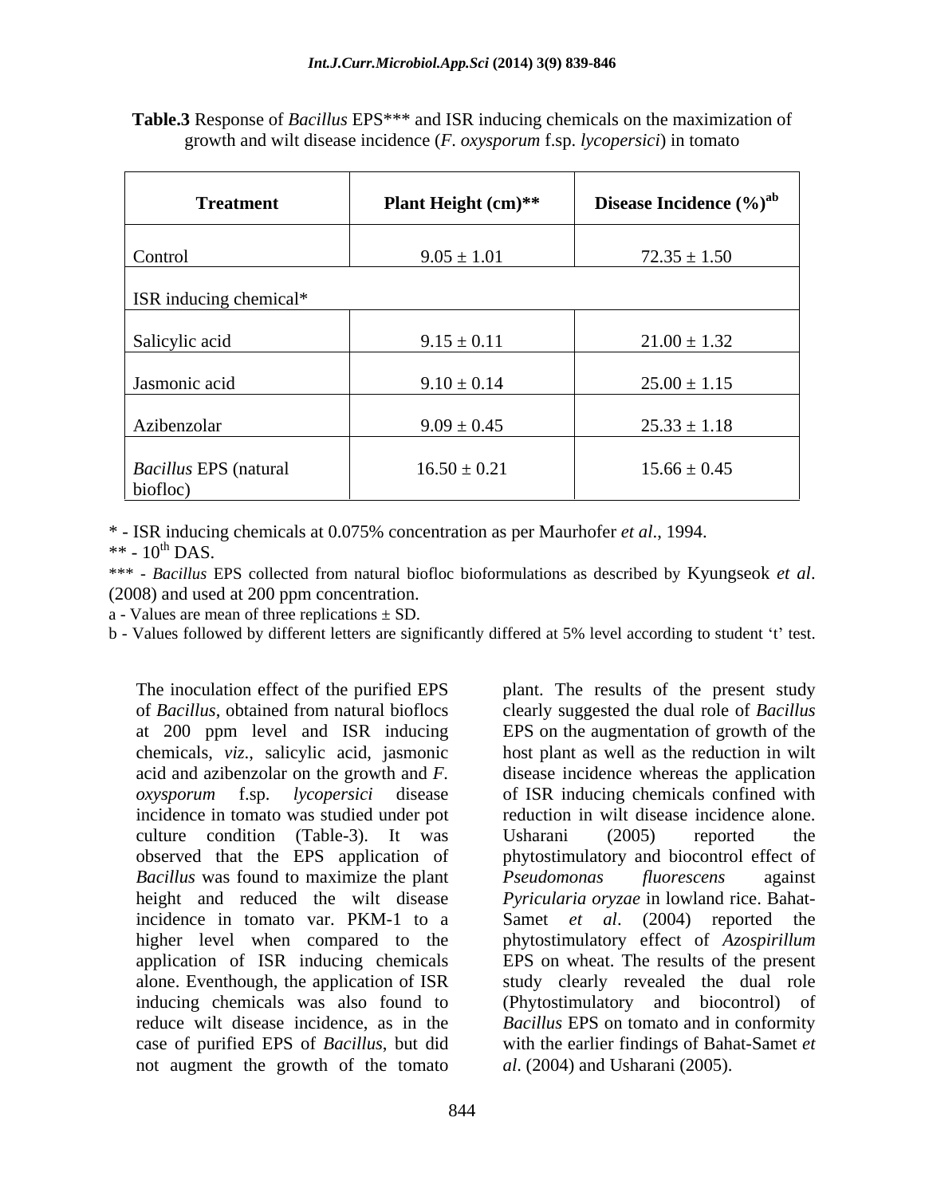**Table.3** Response of *Bacillus* EPS*** and ISR inducing chemicals on the maximization of growth and wilt disease incidence (*F. oxysporum* f.sp. *lycopersici*) in tomato

| Treatment | Plant Height (cm)** | Disease Incidence (%)[ab] |
|---|---|---|
| Control | $9.05 \pm 1.01$ | $72.35 \pm 1.50$ |
| ISR inducing chemical* | | |
| Salicylic acid | $9.15 \pm 0.11$ | $21.00 \pm 1.32$ |
| Jasmonic acid | $9.10 \pm 0.14$ | $25.00 \pm 1.15$ |
| Azibenzolar | $9.09 \pm 0.45$ | $25.33 \pm 1.18$ |
| *Bacillus* EPS (natural biofloc) | $16.50 \pm 0.21$ | $15.66 \pm 0.45$ |

\* - ISR inducing chemicals at 0.075% concentration as per Maurhofer *et al*., 1994.

** - $10^{th}$ DAS.

*** - *Bacillus* EPS collected from natural biofloc bioformulations as described by Kyungseok *et al*. (2008) and used at 200 ppm concentration.

a - Values are mean of three replications ± SD.

b - Values followed by different letters are significantly differed at 5% level according to student 't' test.

The inoculation effect of the purified EPS of *Bacillus*, obtained from natural bioflocs at 200 ppm level and ISR inducing chemicals, *viz*., salicylic acid, jasmonic acid and azibenzolar on the growth and *F. oxysporum* f.sp. *lycopersici* disease incidence in tomato was studied under pot culture condition (Table-3). It was observed that the EPS application of *Bacillus* was found to maximize the plant height and reduced the wilt disease incidence in tomato var. PKM-1 to a higher level when compared to the application of ISR inducing chemicals alone. Eventhough, the application of ISR inducing chemicals was also found to reduce wilt disease incidence, as in the case of purified EPS of *Bacillus*, but did not augment the growth of the tomato plant. The results of the present study clearly suggested the dual role of *Bacillus* EPS on the augmentation of growth of the host plant as well as the reduction in wilt disease incidence whereas the application of ISR inducing chemicals confined with reduction in wilt disease incidence alone. Usharani (2005) reported the phytostimulatory and biocontrol effect of *Pseudomonas fluorescens* against *Pyricularia oryzae* in lowland rice. Bahat-Samet *et al*. (2004) reported the phytostimulatory effect of *Azospirillum* EPS on wheat. The results of the present study clearly revealed the dual role (Phytostimulatory and biocontrol) of *Bacillus* EPS on tomato and in conformity with the earlier findings of Bahat-Samet *et al*. (2004) and Usharani (2005).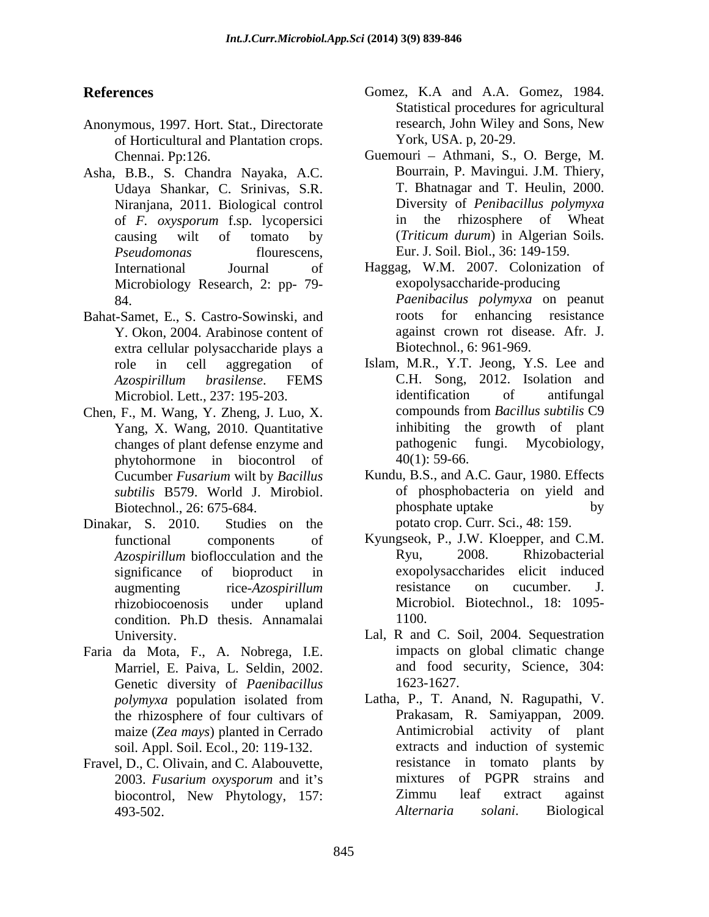## References

Anonymous, 1997. Hort. Stat., Directorate of Horticultural and Plantation crops. Chennai. Pp:126.

Asha, B.B., S. Chandra Nayaka, A.C. Udaya Shankar, C. Srinivas, S.R. Niranjana, 2011. Biological control of *F. oxysporum* f.sp. lycopersici causing wilt of tomato by *Pseudomonas* flourescens, International Journal of Microbiology Research, 2: pp- 79-84.

Bahat-Samet, E., S. Castro-Sowinski, and Y. Okon, 2004. Arabinose content of extra cellular polysaccharide plays a role in cell aggregation of *Azospirillum brasilense*. FEMS Microbiol. Lett., 237: 195-203.

Chen, F., M. Wang, Y. Zheng, J. Luo, X. Yang, X. Wang, 2010. Quantitative changes of plant defense enzyme and phytohormone in biocontrol of Cucumber *Fusarium* wilt by *Bacillus subtilis* B579. World J. Mirobiol. Biotechnol., 26: 675-684.

Dinakar, S. 2010. Studies on the functional components of *Azospirillum* bioflocculation and the significance of bioproduct in augmenting rice-*Azospirillum* rhizobiocoenosis under upland condition. Ph.D thesis. Annamalai University.

Faria da Mota, F., A. Nobrega, I.E. Marriel, E. Paiva, L. Seldin, 2002. Genetic diversity of *Paenibacillus polymyxa* population isolated from the rhizosphere of four cultivars of maize (*Zea mays*) planted in Cerrado soil. Appl. Soil. Ecol., 20: 119-132.

Fravel, D., C. Olivain, and C. Alabouvette, 2003. *Fusarium oxysporum* and it's biocontrol, New Phytology, 157: 493-502.

Gomez, K.A and A.A. Gomez, 1984. Statistical procedures for agricultural research, John Wiley and Sons, New York, USA. p, 20-29.

Guemouri – Athmani, S., O. Berge, M. Bourrain, P. Mavingui. J.M. Thiery, T. Bhatnagar and T. Heulin, 2000. Diversity of *Penibacillus polymyxa* in the rhizosphere of Wheat (*Triticum durum*) in Algerian Soils. Eur. J. Soil. Biol., 36: 149-159.

Haggag, W.M. 2007. Colonization of exopolysaccharide-producing *Paenibacilus polymyxa* on peanut roots for enhancing resistance against crown rot disease. Afr. J. Biotechnol., 6: 961-969.

Islam, M.R., Y.T. Jeong, Y.S. Lee and C.H. Song, 2012. Isolation and identification of antifungal compounds from *Bacillus subtilis* C9 inhibiting the growth of plant pathogenic fungi. Mycobiology, 40(1): 59-66.

Kundu, B.S., and A.C. Gaur, 1980. Effects of phosphobacteria on yield and phosphate uptake by potato crop. Curr. Sci., 48: 159.

Kyungseok, P., J.W. Kloepper, and C.M. Ryu, 2008. Rhizobacterial exopolysaccharides elicit induced resistance on cucumber. J. Microbiol. Biotechnol., 18: 1095-1100.

Lal, R and C. Soil, 2004. Sequestration impacts on global climatic change and food security, Science, 304: 1623-1627.

Latha, P., T. Anand, N. Ragupathi, V. Prakasam, R. Samiyappan, 2009. Antimicrobial activity of plant extracts and induction of systemic resistance in tomato plants by mixtures of PGPR strains and Zimmu leaf extract against *Alternaria solani*. Biological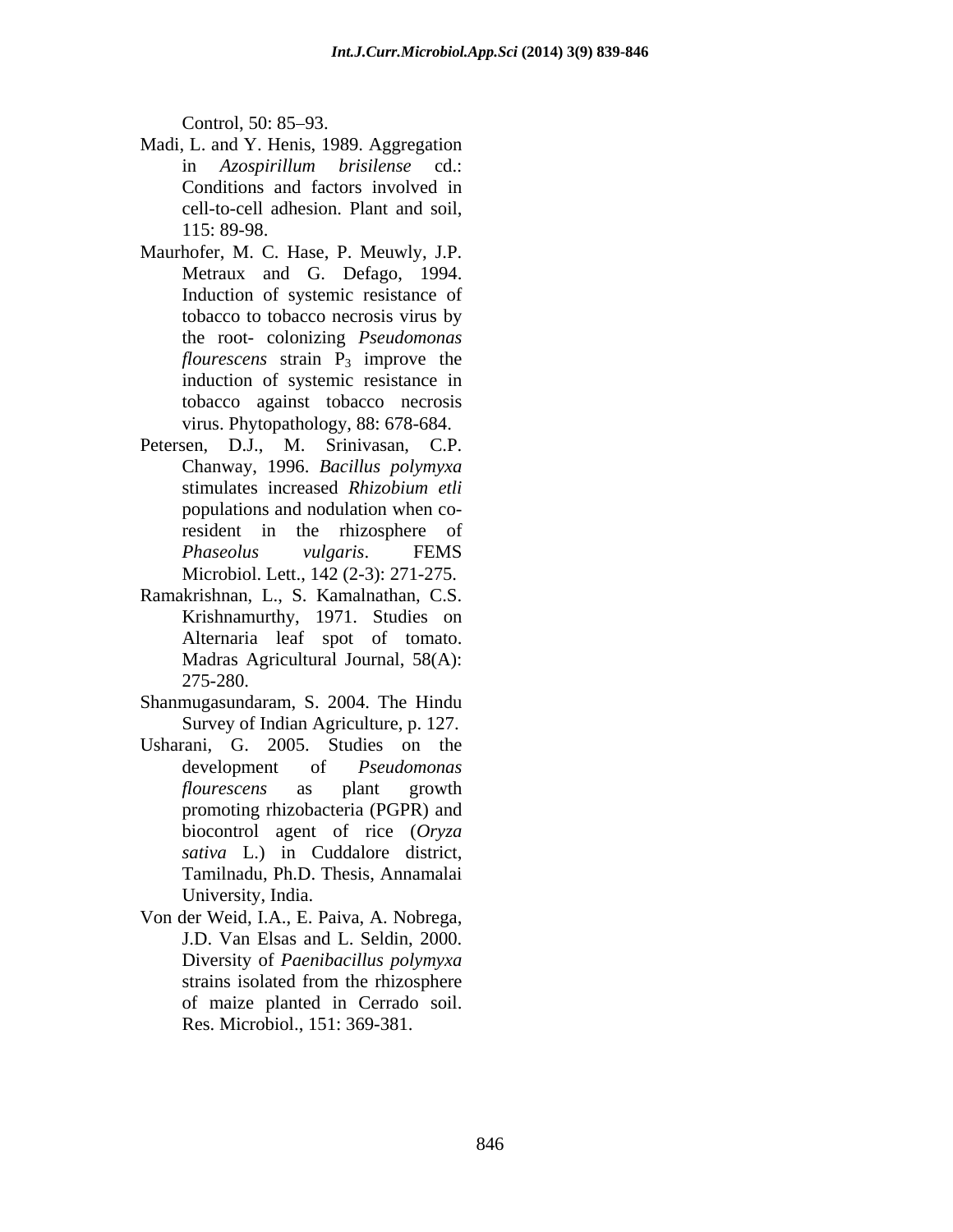Control, 50: 85–93.

Madi, L. and Y. Henis, 1989. Aggregation in *Azospirillum brisilense* cd.: Conditions and factors involved in cell-to-cell adhesion. Plant and soil, 115: 89-98.

Maurhofer, M. C. Hase, P. Meuwly, J.P. Metraux and G. Defago, 1994. Induction of systemic resistance of tobacco to tobacco necrosis virus by the root- colonizing *Pseudomonas flourescens* strain $P_3$ improve the induction of systemic resistance in tobacco against tobacco necrosis virus. Phytopathology, 88: 678-684.

Petersen, D.J., M. Srinivasan, C.P. Chanway, 1996. *Bacillus polymyxa* stimulates increased *Rhizobium etli* populations and nodulation when co-resident in the rhizosphere of *Phaseolus vulgaris*. FEMS Microbiol. Lett., 142 (2-3): 271-275.

Ramakrishnan, L., S. Kamalnathan, C.S. Krishnamurthy, 1971. Studies on Alternaria leaf spot of tomato. Madras Agricultural Journal, 58(A): 275-280.

Shanmugasundaram, S. 2004. The Hindu Survey of Indian Agriculture, p. 127.

Usharani, G. 2005. Studies on the development of *Pseudomonas flourescens* as plant growth promoting rhizobacteria (PGPR) and biocontrol agent of rice (*Oryza sativa* L.) in Cuddalore district, Tamilnadu, Ph.D. Thesis, Annamalai University, India.

Von der Weid, I.A., E. Paiva, A. Nobrega, J.D. Van Elsas and L. Seldin, 2000. Diversity of *Paenibacillus polymyxa* strains isolated from the rhizosphere of maize planted in Cerrado soil. Res. Microbiol., 151: 369-381.